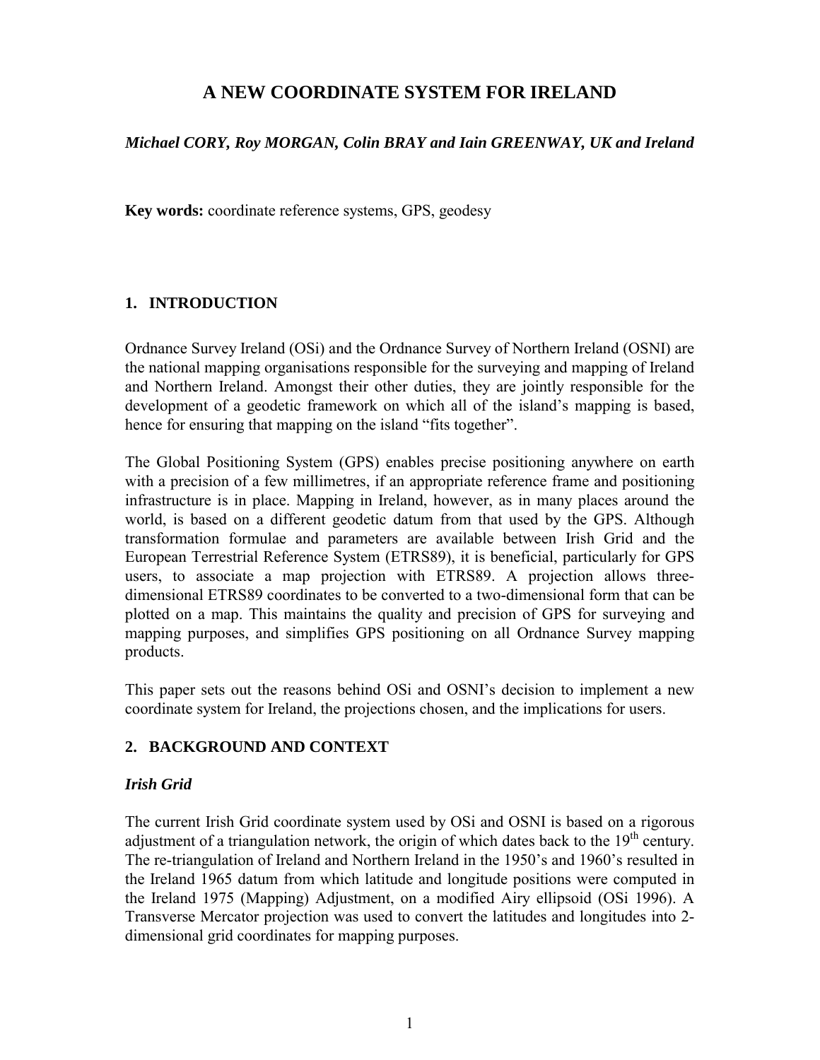# A NEW COORDINATE SYSTEM FOR IRELAND

***Michael CORY, Roy MORGAN, Colin BRAY and Iain GREENWAY, UK and Ireland***

**Key words:** coordinate reference systems, GPS, geodesy

## 1. INTRODUCTION

Ordnance Survey Ireland (OSi) and the Ordnance Survey of Northern Ireland (OSNI) are the national mapping organisations responsible for the surveying and mapping of Ireland and Northern Ireland. Amongst their other duties, they are jointly responsible for the development of a geodetic framework on which all of the island's mapping is based, hence for ensuring that mapping on the island "fits together".

The Global Positioning System (GPS) enables precise positioning anywhere on earth with a precision of a few millimetres, if an appropriate reference frame and positioning infrastructure is in place. Mapping in Ireland, however, as in many places around the world, is based on a different geodetic datum from that used by the GPS. Although transformation formulae and parameters are available between Irish Grid and the European Terrestrial Reference System (ETRS89), it is beneficial, particularly for GPS users, to associate a map projection with ETRS89. A projection allows three-dimensional ETRS89 coordinates to be converted to a two-dimensional form that can be plotted on a map. This maintains the quality and precision of GPS for surveying and mapping purposes, and simplifies GPS positioning on all Ordnance Survey mapping products.

This paper sets out the reasons behind OSi and OSNI's decision to implement a new coordinate system for Ireland, the projections chosen, and the implications for users.

## 2. BACKGROUND AND CONTEXT

### *Irish Grid*

The current Irish Grid coordinate system used by OSi and OSNI is based on a rigorous adjustment of a triangulation network, the origin of which dates back to the 19th century. The re-triangulation of Ireland and Northern Ireland in the 1950's and 1960's resulted in the Ireland 1965 datum from which latitude and longitude positions were computed in the Ireland 1975 (Mapping) Adjustment, on a modified Airy ellipsoid (OSi 1996). A Transverse Mercator projection was used to convert the latitudes and longitudes into 2-dimensional grid coordinates for mapping purposes.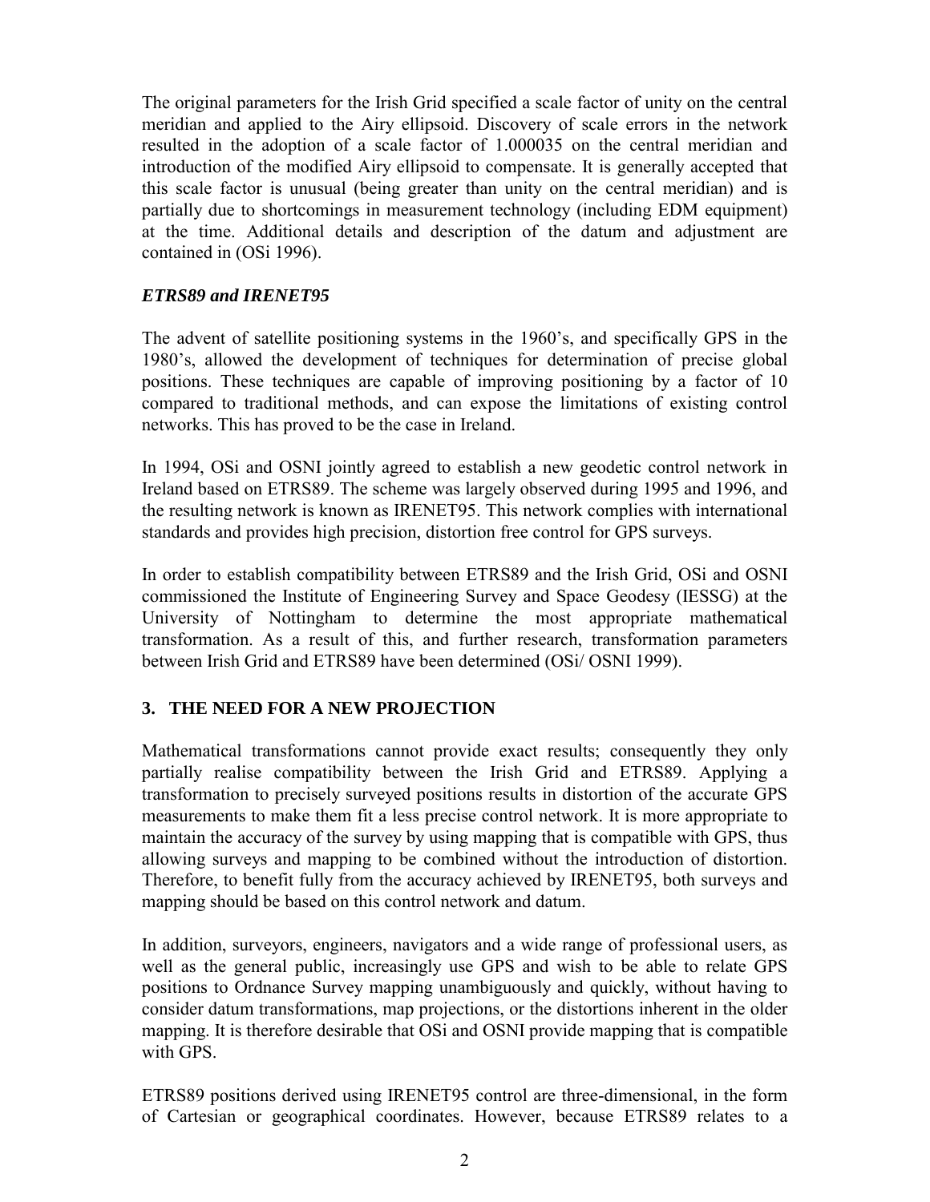The original parameters for the Irish Grid specified a scale factor of unity on the central meridian and applied to the Airy ellipsoid. Discovery of scale errors in the network resulted in the adoption of a scale factor of 1.000035 on the central meridian and introduction of the modified Airy ellipsoid to compensate. It is generally accepted that this scale factor is unusual (being greater than unity on the central meridian) and is partially due to shortcomings in measurement technology (including EDM equipment) at the time. Additional details and description of the datum and adjustment are contained in (OSi 1996).

### *ETRS89 and IRENET95*

The advent of satellite positioning systems in the 1960's, and specifically GPS in the 1980's, allowed the development of techniques for determination of precise global positions. These techniques are capable of improving positioning by a factor of 10 compared to traditional methods, and can expose the limitations of existing control networks. This has proved to be the case in Ireland.

In 1994, OSi and OSNI jointly agreed to establish a new geodetic control network in Ireland based on ETRS89. The scheme was largely observed during 1995 and 1996, and the resulting network is known as IRENET95. This network complies with international standards and provides high precision, distortion free control for GPS surveys.

In order to establish compatibility between ETRS89 and the Irish Grid, OSi and OSNI commissioned the Institute of Engineering Survey and Space Geodesy (IESSG) at the University of Nottingham to determine the most appropriate mathematical transformation. As a result of this, and further research, transformation parameters between Irish Grid and ETRS89 have been determined (OSi/ OSNI 1999).

## 3. THE NEED FOR A NEW PROJECTION

Mathematical transformations cannot provide exact results; consequently they only partially realise compatibility between the Irish Grid and ETRS89. Applying a transformation to precisely surveyed positions results in distortion of the accurate GPS measurements to make them fit a less precise control network. It is more appropriate to maintain the accuracy of the survey by using mapping that is compatible with GPS, thus allowing surveys and mapping to be combined without the introduction of distortion. Therefore, to benefit fully from the accuracy achieved by IRENET95, both surveys and mapping should be based on this control network and datum.

In addition, surveyors, engineers, navigators and a wide range of professional users, as well as the general public, increasingly use GPS and wish to be able to relate GPS positions to Ordnance Survey mapping unambiguously and quickly, without having to consider datum transformations, map projections, or the distortions inherent in the older mapping. It is therefore desirable that OSi and OSNI provide mapping that is compatible with GPS.

ETRS89 positions derived using IRENET95 control are three-dimensional, in the form of Cartesian or geographical coordinates. However, because ETRS89 relates to a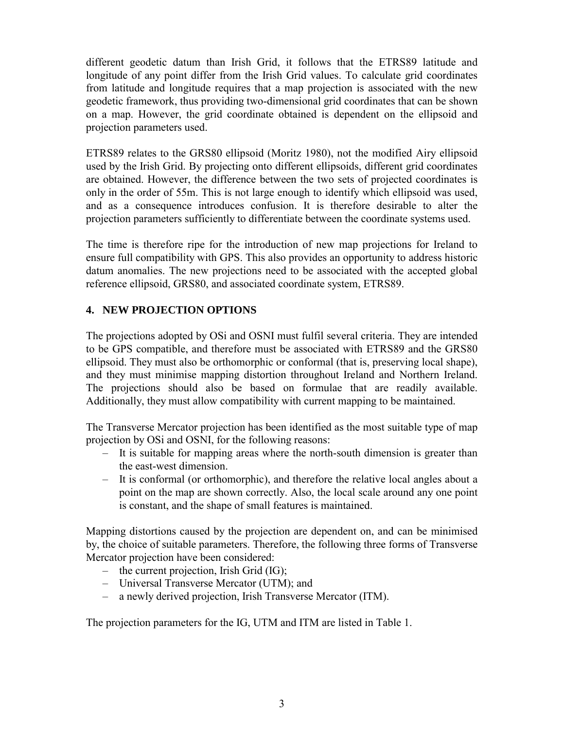different geodetic datum than Irish Grid, it follows that the ETRS89 latitude and longitude of any point differ from the Irish Grid values. To calculate grid coordinates from latitude and longitude requires that a map projection is associated with the new geodetic framework, thus providing two-dimensional grid coordinates that can be shown on a map. However, the grid coordinate obtained is dependent on the ellipsoid and projection parameters used.

ETRS89 relates to the GRS80 ellipsoid (Moritz 1980), not the modified Airy ellipsoid used by the Irish Grid. By projecting onto different ellipsoids, different grid coordinates are obtained. However, the difference between the two sets of projected coordinates is only in the order of 55m. This is not large enough to identify which ellipsoid was used, and as a consequence introduces confusion. It is therefore desirable to alter the projection parameters sufficiently to differentiate between the coordinate systems used.

The time is therefore ripe for the introduction of new map projections for Ireland to ensure full compatibility with GPS. This also provides an opportunity to address historic datum anomalies. The new projections need to be associated with the accepted global reference ellipsoid, GRS80, and associated coordinate system, ETRS89.

## 4. NEW PROJECTION OPTIONS

The projections adopted by OSi and OSNI must fulfil several criteria. They are intended to be GPS compatible, and therefore must be associated with ETRS89 and the GRS80 ellipsoid. They must also be orthomorphic or conformal (that is, preserving local shape), and they must minimise mapping distortion throughout Ireland and Northern Ireland. The projections should also be based on formulae that are readily available. Additionally, they must allow compatibility with current mapping to be maintained.

The Transverse Mercator projection has been identified as the most suitable type of map projection by OSi and OSNI, for the following reasons:

- It is suitable for mapping areas where the north-south dimension is greater than the east-west dimension.
- It is conformal (or orthomorphic), and therefore the relative local angles about a point on the map are shown correctly. Also, the local scale around any one point is constant, and the shape of small features is maintained.

Mapping distortions caused by the projection are dependent on, and can be minimised by, the choice of suitable parameters. Therefore, the following three forms of Transverse Mercator projection have been considered:

- the current projection, Irish Grid (IG);
- Universal Transverse Mercator (UTM); and
- a newly derived projection, Irish Transverse Mercator (ITM).

The projection parameters for the IG, UTM and ITM are listed in Table 1.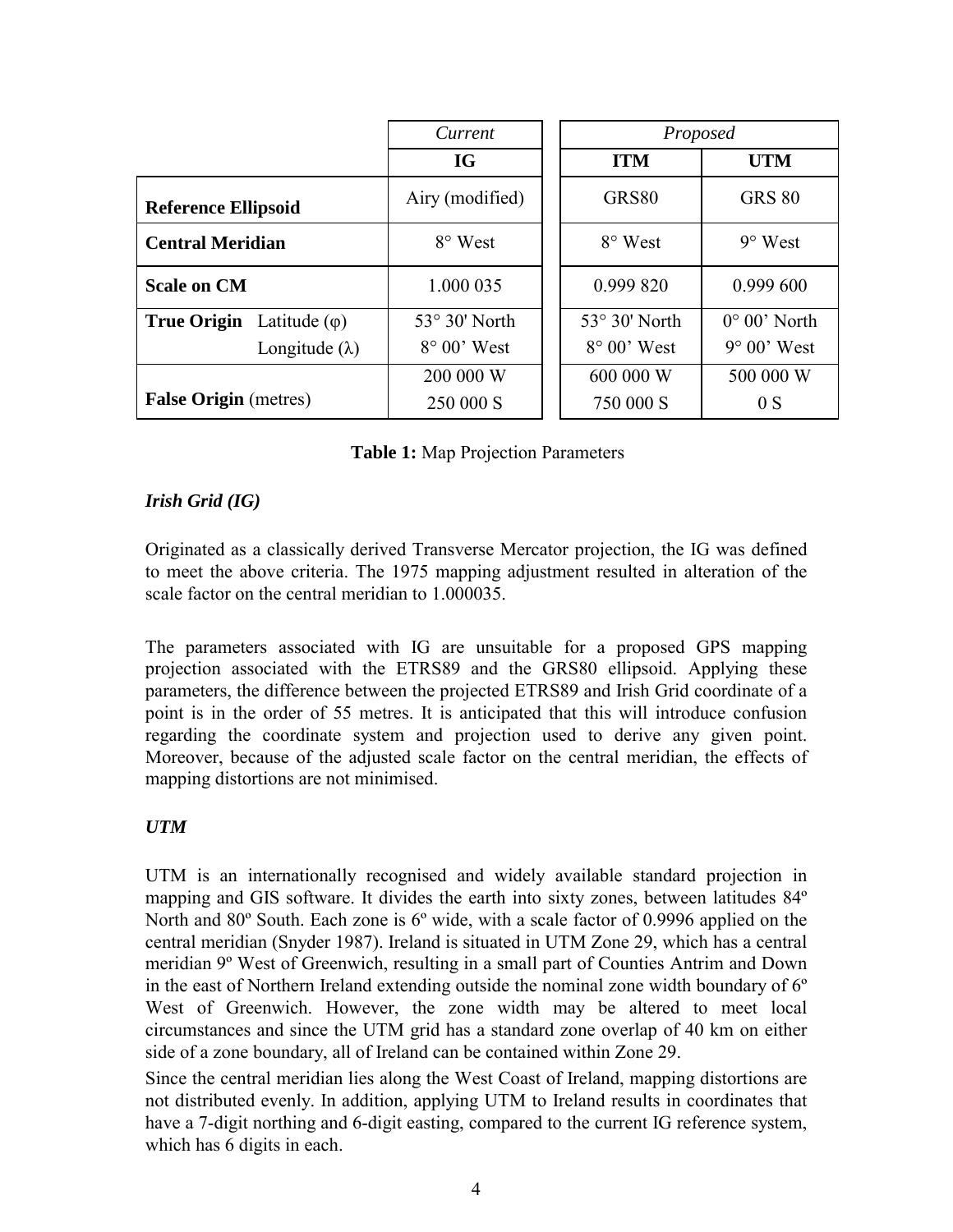| | *Current* | *Proposed* | |
|---|---|---|---|
| | **IG** | **ITM** | **UTM** |
| **Reference Ellipsoid** | Airy (modified) | GRS80 | GRS 80 |
| **Central Meridian** | 8° West | 8° West | 9° West |
| **Scale on CM** | 1.000 035 | 0.999 820 | 0.999 600 |
| **True Origin** Latitude (φ) Longitude (λ) | 53° 30' North 8° 00' West | 53° 30' North 8° 00' West | 0° 00' North 9° 00' West |
| **False Origin** (metres) | 200 000 W 250 000 S | 600 000 W 750 000 S | 500 000 W 0 S |

**Table 1:** Map Projection Parameters

***Irish Grid (IG)***

Originated as a classically derived Transverse Mercator projection, the IG was defined to meet the above criteria. The 1975 mapping adjustment resulted in alteration of the scale factor on the central meridian to 1.000035.

The parameters associated with IG are unsuitable for a proposed GPS mapping projection associated with the ETRS89 and the GRS80 ellipsoid. Applying these parameters, the difference between the projected ETRS89 and Irish Grid coordinate of a point is in the order of 55 metres. It is anticipated that this will introduce confusion regarding the coordinate system and projection used to derive any given point. Moreover, because of the adjusted scale factor on the central meridian, the effects of mapping distortions are not minimised.

***UTM***

UTM is an internationally recognised and widely available standard projection in mapping and GIS software. It divides the earth into sixty zones, between latitudes 84º North and 80º South. Each zone is 6º wide, with a scale factor of 0.9996 applied on the central meridian (Snyder 1987). Ireland is situated in UTM Zone 29, which has a central meridian 9º West of Greenwich, resulting in a small part of Counties Antrim and Down in the east of Northern Ireland extending outside the nominal zone width boundary of 6º West of Greenwich. However, the zone width may be altered to meet local circumstances and since the UTM grid has a standard zone overlap of 40 km on either side of a zone boundary, all of Ireland can be contained within Zone 29.

Since the central meridian lies along the West Coast of Ireland, mapping distortions are not distributed evenly. In addition, applying UTM to Ireland results in coordinates that have a 7-digit northing and 6-digit easting, compared to the current IG reference system, which has 6 digits in each.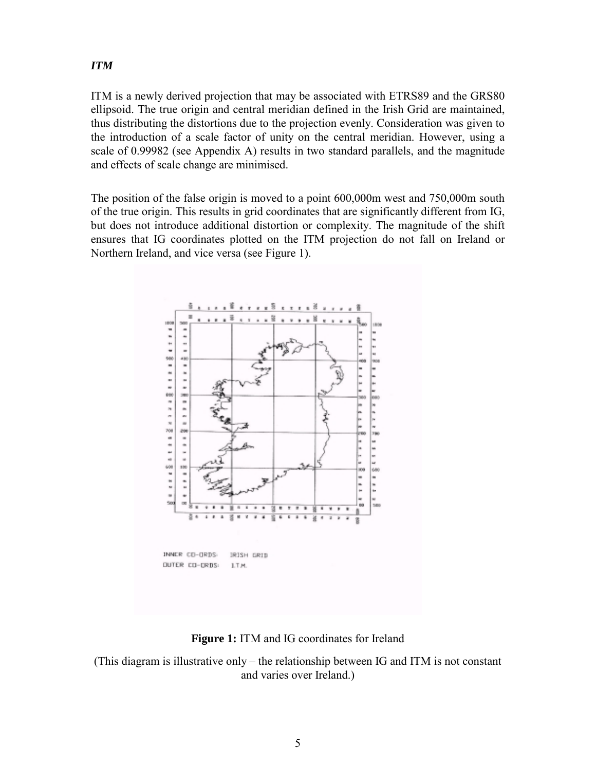### *ITM*

ITM is a newly derived projection that may be associated with ETRS89 and the GRS80 ellipsoid. The true origin and central meridian defined in the Irish Grid are maintained, thus distributing the distortions due to the projection evenly. Consideration was given to the introduction of a scale factor of unity on the central meridian. However, using a scale of 0.99982 (see Appendix A) results in two standard parallels, and the magnitude and effects of scale change are minimised.

The position of the false origin is moved to a point 600,000m west and 750,000m south of the true origin. This results in grid coordinates that are significantly different from IG, but does not introduce additional distortion or complexity. The magnitude of the shift ensures that IG coordinates plotted on the ITM projection do not fall on Ireland or Northern Ireland, and vice versa (see Figure 1).

INNER CO-ORDS: IRISH GRID
OUTER CO-ORDS: I.T.M.

**Figure 1:** ITM and IG coordinates for Ireland

(This diagram is illustrative only – the relationship between IG and ITM is not constant and varies over Ireland.)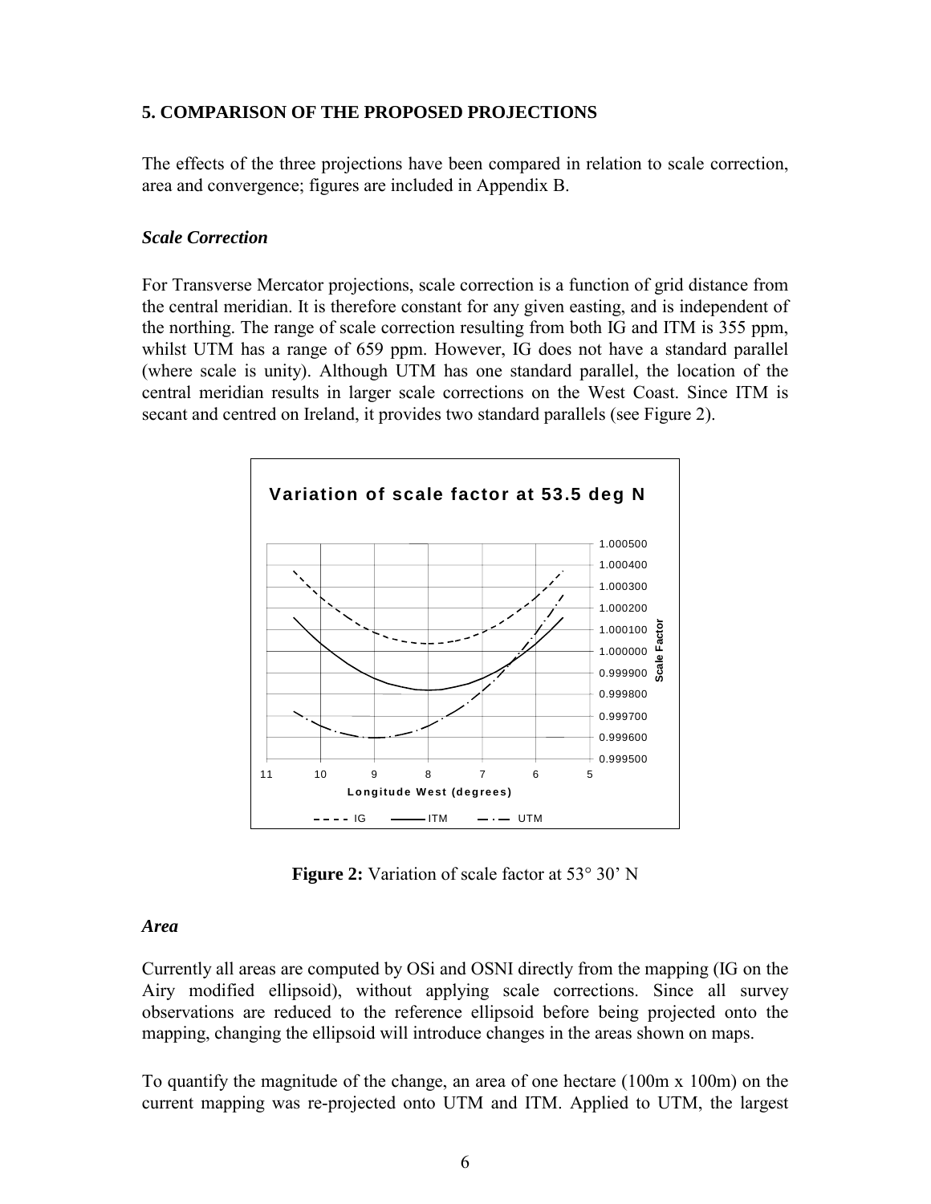## 5. COMPARISON OF THE PROPOSED PROJECTIONS

The effects of the three projections have been compared in relation to scale correction, area and convergence; figures are included in Appendix B.

### *Scale Correction*

For Transverse Mercator projections, scale correction is a function of grid distance from the central meridian. It is therefore constant for any given easting, and is independent of the northing. The range of scale correction resulting from both IG and ITM is 355 ppm, whilst UTM has a range of 659 ppm. However, IG does not have a standard parallel (where scale is unity). Although UTM has one standard parallel, the location of the central meridian results in larger scale corrections on the West Coast. Since ITM is secant and centred on Ireland, it provides two standard parallels (see Figure 2).

**Figure 2:** Variation of scale factor at 53° 30' N

### *Area*

Currently all areas are computed by OSi and OSNI directly from the mapping (IG on the Airy modified ellipsoid), without applying scale corrections. Since all survey observations are reduced to the reference ellipsoid before being projected onto the mapping, changing the ellipsoid will introduce changes in the areas shown on maps.

To quantify the magnitude of the change, an area of one hectare (100m x 100m) on the current mapping was re-projected onto UTM and ITM. Applied to UTM, the largest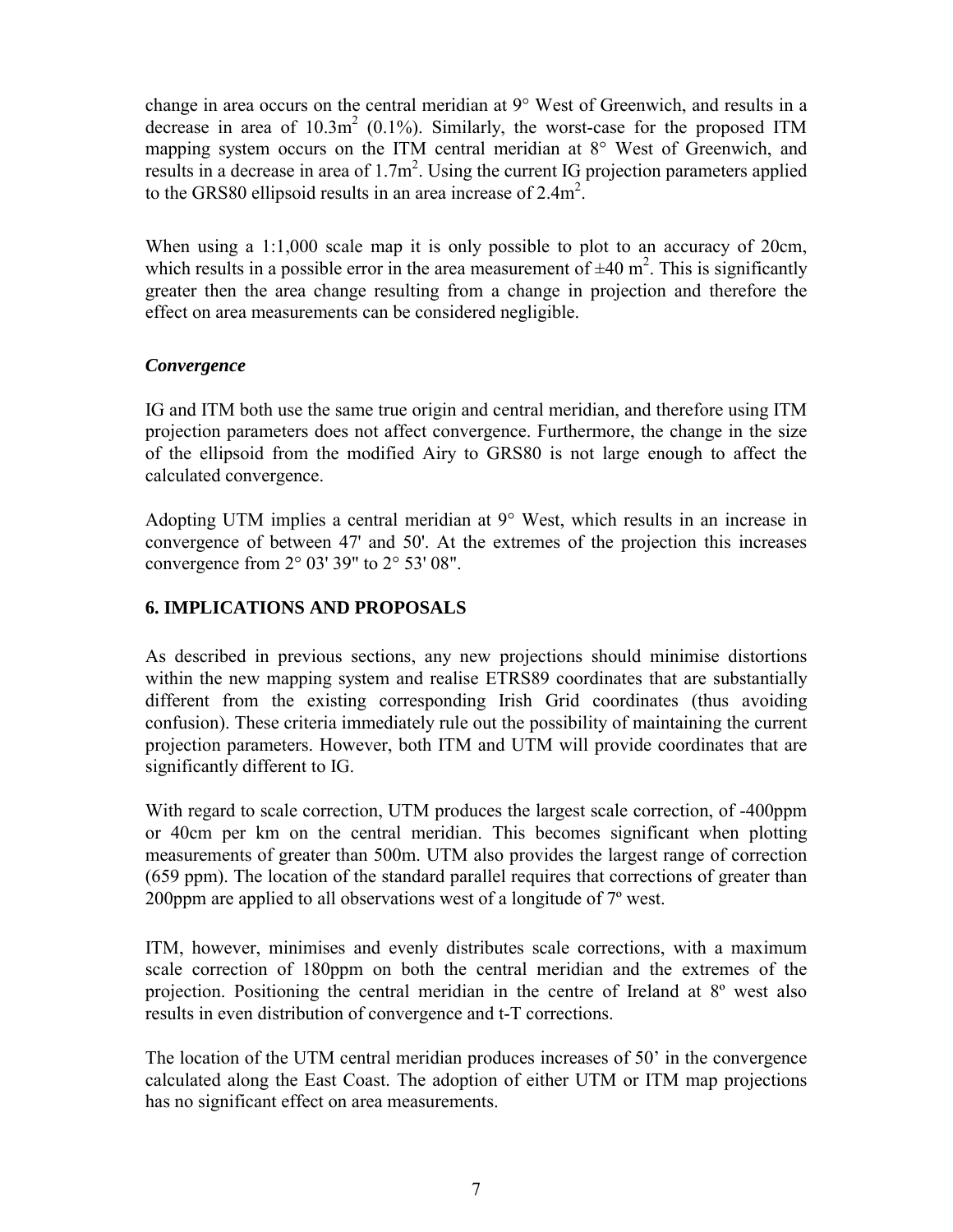change in area occurs on the central meridian at 9° West of Greenwich, and results in a decrease in area of $10.3m^2$ (0.1%). Similarly, the worst-case for the proposed ITM mapping system occurs on the ITM central meridian at 8° West of Greenwich, and results in a decrease in area of $1.7m^2$. Using the current IG projection parameters applied to the GRS80 ellipsoid results in an area increase of $2.4m^2$.

When using a 1:1,000 scale map it is only possible to plot to an accuracy of 20cm, which results in a possible error in the area measurement of $\pm 40\ m^2$. This is significantly greater then the area change resulting from a change in projection and therefore the effect on area measurements can be considered negligible.

### *Convergence*

IG and ITM both use the same true origin and central meridian, and therefore using ITM projection parameters does not affect convergence. Furthermore, the change in the size of the ellipsoid from the modified Airy to GRS80 is not large enough to affect the calculated convergence.

Adopting UTM implies a central meridian at 9° West, which results in an increase in convergence of between 47' and 50'. At the extremes of the projection this increases convergence from 2° 03' 39" to 2° 53' 08".

## 6. IMPLICATIONS AND PROPOSALS

As described in previous sections, any new projections should minimise distortions within the new mapping system and realise ETRS89 coordinates that are substantially different from the existing corresponding Irish Grid coordinates (thus avoiding confusion). These criteria immediately rule out the possibility of maintaining the current projection parameters. However, both ITM and UTM will provide coordinates that are significantly different to IG.

With regard to scale correction, UTM produces the largest scale correction, of -400ppm or 40cm per km on the central meridian. This becomes significant when plotting measurements of greater than 500m. UTM also provides the largest range of correction (659 ppm). The location of the standard parallel requires that corrections of greater than 200ppm are applied to all observations west of a longitude of 7º west.

ITM, however, minimises and evenly distributes scale corrections, with a maximum scale correction of 180ppm on both the central meridian and the extremes of the projection. Positioning the central meridian in the centre of Ireland at 8º west also results in even distribution of convergence and t-T corrections.

The location of the UTM central meridian produces increases of 50' in the convergence calculated along the East Coast. The adoption of either UTM or ITM map projections has no significant effect on area measurements.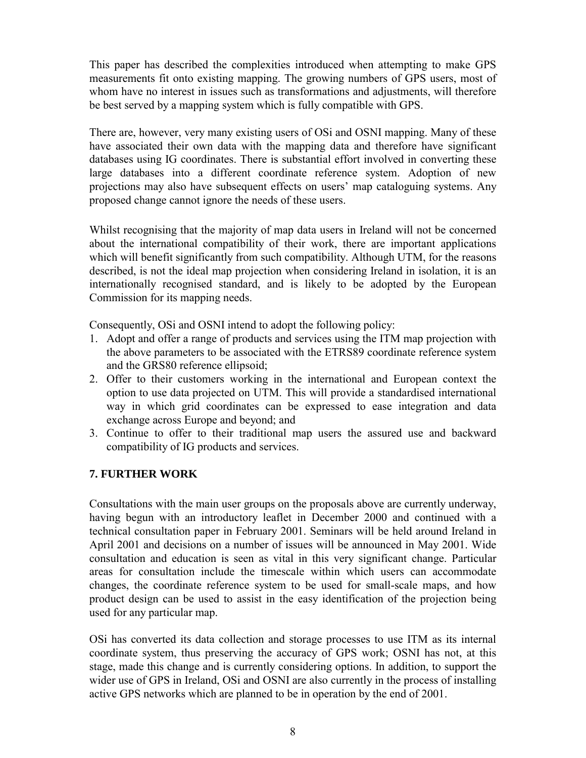This paper has described the complexities introduced when attempting to make GPS measurements fit onto existing mapping. The growing numbers of GPS users, most of whom have no interest in issues such as transformations and adjustments, will therefore be best served by a mapping system which is fully compatible with GPS.

There are, however, very many existing users of OSi and OSNI mapping. Many of these have associated their own data with the mapping data and therefore have significant databases using IG coordinates. There is substantial effort involved in converting these large databases into a different coordinate reference system. Adoption of new projections may also have subsequent effects on users' map cataloguing systems. Any proposed change cannot ignore the needs of these users.

Whilst recognising that the majority of map data users in Ireland will not be concerned about the international compatibility of their work, there are important applications which will benefit significantly from such compatibility. Although UTM, for the reasons described, is not the ideal map projection when considering Ireland in isolation, it is an internationally recognised standard, and is likely to be adopted by the European Commission for its mapping needs.

Consequently, OSi and OSNI intend to adopt the following policy:

1. Adopt and offer a range of products and services using the ITM map projection with the above parameters to be associated with the ETRS89 coordinate reference system and the GRS80 reference ellipsoid;
2. Offer to their customers working in the international and European context the option to use data projected on UTM. This will provide a standardised international way in which grid coordinates can be expressed to ease integration and data exchange across Europe and beyond; and
3. Continue to offer to their traditional map users the assured use and backward compatibility of IG products and services.

## 7. FURTHER WORK

Consultations with the main user groups on the proposals above are currently underway, having begun with an introductory leaflet in December 2000 and continued with a technical consultation paper in February 2001. Seminars will be held around Ireland in April 2001 and decisions on a number of issues will be announced in May 2001. Wide consultation and education is seen as vital in this very significant change. Particular areas for consultation include the timescale within which users can accommodate changes, the coordinate reference system to be used for small-scale maps, and how product design can be used to assist in the easy identification of the projection being used for any particular map.

OSi has converted its data collection and storage processes to use ITM as its internal coordinate system, thus preserving the accuracy of GPS work; OSNI has not, at this stage, made this change and is currently considering options. In addition, to support the wider use of GPS in Ireland, OSi and OSNI are also currently in the process of installing active GPS networks which are planned to be in operation by the end of 2001.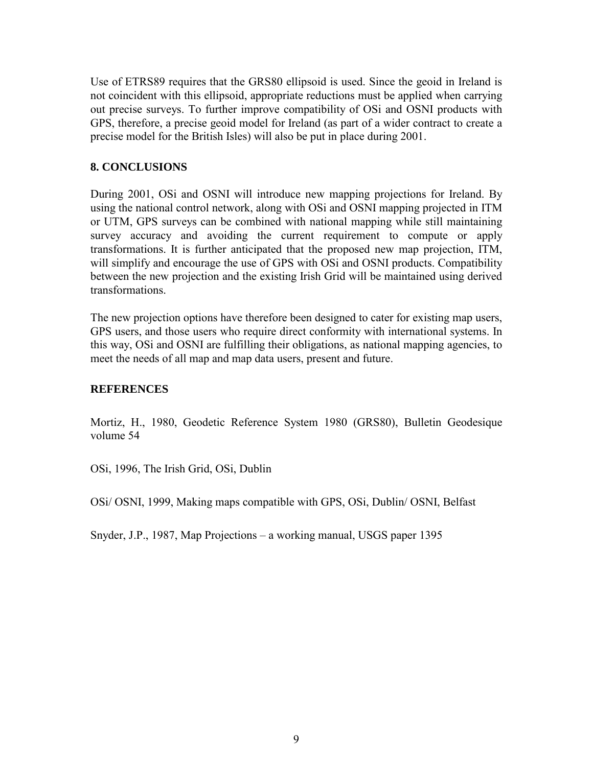Use of ETRS89 requires that the GRS80 ellipsoid is used. Since the geoid in Ireland is not coincident with this ellipsoid, appropriate reductions must be applied when carrying out precise surveys. To further improve compatibility of OSi and OSNI products with GPS, therefore, a precise geoid model for Ireland (as part of a wider contract to create a precise model for the British Isles) will also be put in place during 2001.

## 8. CONCLUSIONS

During 2001, OSi and OSNI will introduce new mapping projections for Ireland. By using the national control network, along with OSi and OSNI mapping projected in ITM or UTM, GPS surveys can be combined with national mapping while still maintaining survey accuracy and avoiding the current requirement to compute or apply transformations. It is further anticipated that the proposed new map projection, ITM, will simplify and encourage the use of GPS with OSi and OSNI products. Compatibility between the new projection and the existing Irish Grid will be maintained using derived transformations.

The new projection options have therefore been designed to cater for existing map users, GPS users, and those users who require direct conformity with international systems. In this way, OSi and OSNI are fulfilling their obligations, as national mapping agencies, to meet the needs of all map and map data users, present and future.

## REFERENCES

Mortiz, H., 1980, Geodetic Reference System 1980 (GRS80), Bulletin Geodesique volume 54

OSi, 1996, The Irish Grid, OSi, Dublin

OSi/ OSNI, 1999, Making maps compatible with GPS, OSi, Dublin/ OSNI, Belfast

Snyder, J.P., 1987, Map Projections – a working manual, USGS paper 1395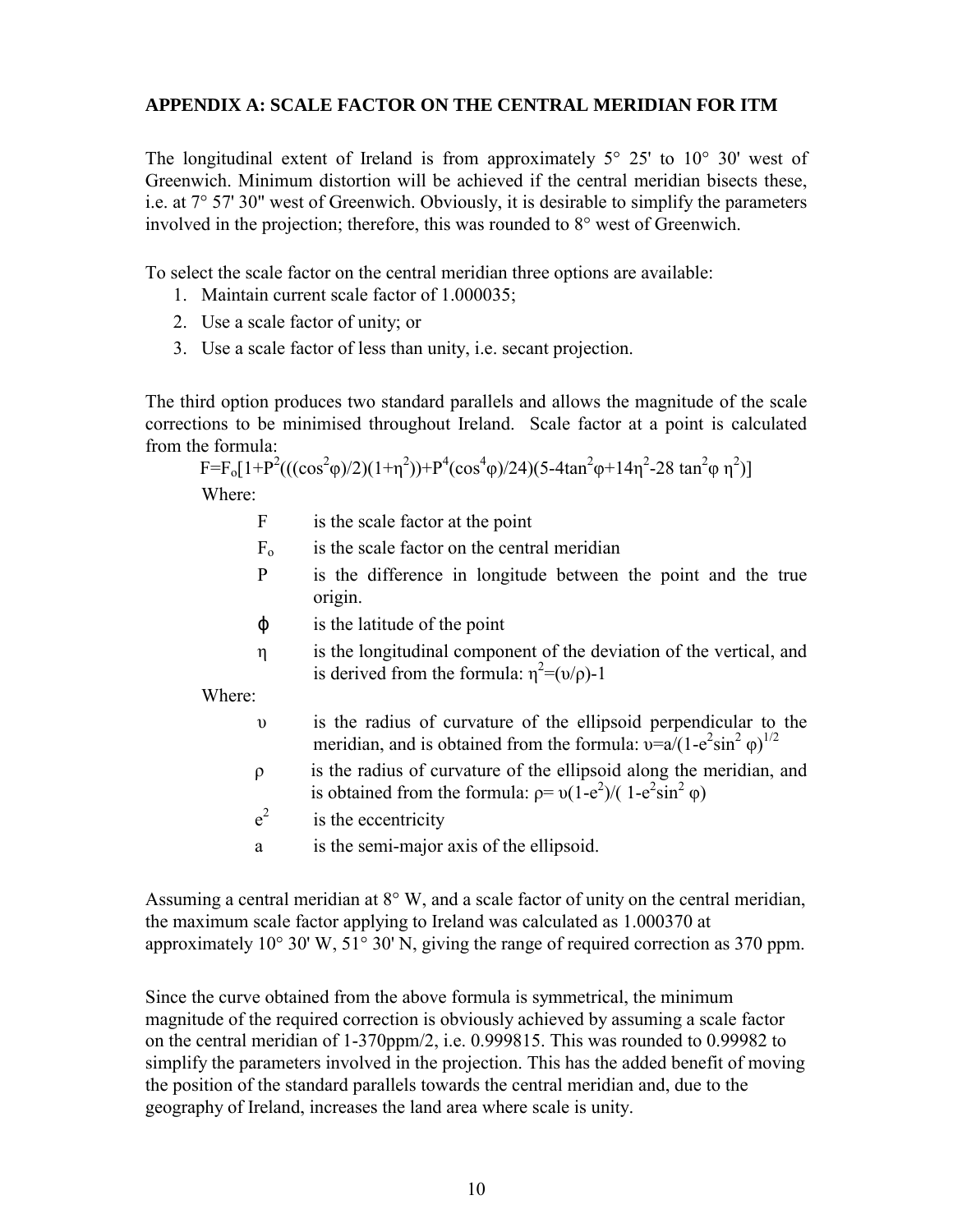## APPENDIX A: SCALE FACTOR ON THE CENTRAL MERIDIAN FOR ITM

The longitudinal extent of Ireland is from approximately 5° 25' to 10° 30' west of Greenwich. Minimum distortion will be achieved if the central meridian bisects these, i.e. at 7° 57' 30" west of Greenwich. Obviously, it is desirable to simplify the parameters involved in the projection; therefore, this was rounded to 8° west of Greenwich.

To select the scale factor on the central meridian three options are available:

1. Maintain current scale factor of 1.000035;
2. Use a scale factor of unity; or
3. Use a scale factor of less than unity, i.e. secant projection.

The third option produces two standard parallels and allows the magnitude of the scale corrections to be minimised throughout Ireland. Scale factor at a point is calculated from the formula:

$$F=F_o[1+P^2(((\cos^2\varphi)/2)(1+\eta^2))+P^4(\cos^4\varphi)/24)(5-4\tan^2\varphi+14\eta^2-28\tan^2\varphi\,\eta^2)]$$

Where:

- $F$ is the scale factor at the point
- $F_o$ is the scale factor on the central meridian
- $P$ is the difference in longitude between the point and the true origin.
- $\varphi$ is the latitude of the point
- $\eta$ is the longitudinal component of the deviation of the vertical, and is derived from the formula: $\eta^2=(\upsilon/\rho)-1$

Where:

- $\upsilon$ is the radius of curvature of the ellipsoid perpendicular to the meridian, and is obtained from the formula: $\upsilon=a/(1-e^2\sin^2\varphi)^{1/2}$
- $\rho$ is the radius of curvature of the ellipsoid along the meridian, and is obtained from the formula: $\rho=\upsilon(1-e^2)/(1-e^2\sin^2\varphi)$
- $e^2$ is the eccentricity
- $a$ is the semi-major axis of the ellipsoid.

Assuming a central meridian at 8° W, and a scale factor of unity on the central meridian, the maximum scale factor applying to Ireland was calculated as 1.000370 at approximately 10° 30' W, 51° 30' N, giving the range of required correction as 370 ppm.

Since the curve obtained from the above formula is symmetrical, the minimum magnitude of the required correction is obviously achieved by assuming a scale factor on the central meridian of 1-370ppm/2, i.e. 0.999815. This was rounded to 0.99982 to simplify the parameters involved in the projection. This has the added benefit of moving the position of the standard parallels towards the central meridian and, due to the geography of Ireland, increases the land area where scale is unity.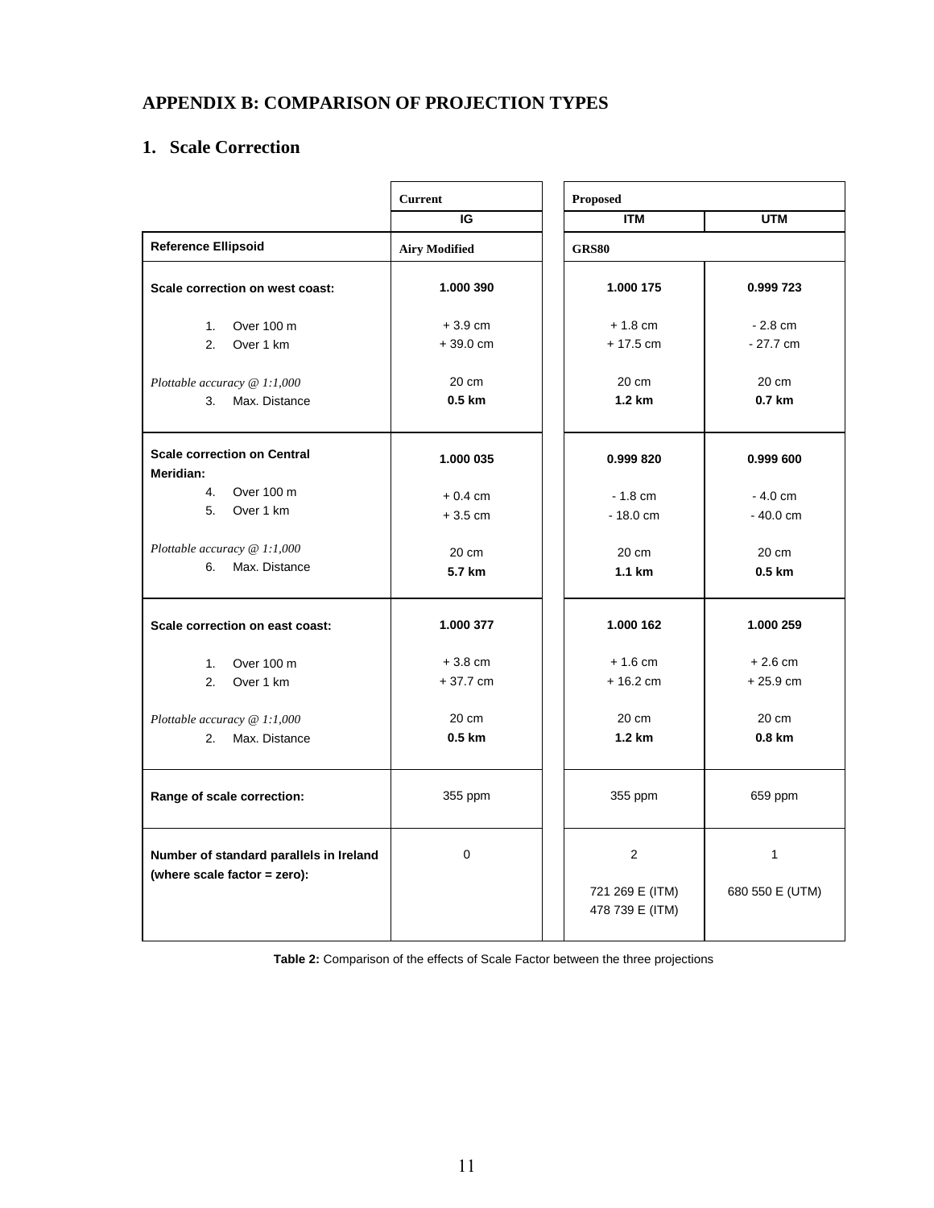# APPENDIX B: COMPARISON OF PROJECTION TYPES

## 1. Scale Correction

| | Current | Proposed | |
|---|---|---|---|
| | IG | ITM | UTM |
| **Reference Ellipsoid** | **Airy Modified** | **GRS80** | |
| **Scale correction on west coast:** | **1.000 390** | **1.000 175** | **0.999 723** |
| 1. Over 100 m | + 3.9 cm | + 1.8 cm | - 2.8 cm |
| 2. Over 1 km | + 39.0 cm | + 17.5 cm | - 27.7 cm |
| *Plottable accuracy @ 1:1,000* | 20 cm | 20 cm | 20 cm |
| 3. Max. Distance | **0.5 km** | **1.2 km** | **0.7 km** |
| **Scale correction on Central Meridian:** | **1.000 035** | **0.999 820** | **0.999 600** |
| 4. Over 100 m | + 0.4 cm | - 1.8 cm | - 4.0 cm |
| 5. Over 1 km | + 3.5 cm | - 18.0 cm | - 40.0 cm |
| *Plottable accuracy @ 1:1,000* | 20 cm | 20 cm | 20 cm |
| 6. Max. Distance | **5.7 km** | **1.1 km** | **0.5 km** |
| **Scale correction on east coast:** | **1.000 377** | **1.000 162** | **1.000 259** |
| 1. Over 100 m | + 3.8 cm | + 1.6 cm | + 2.6 cm |
| 2. Over 1 km | + 37.7 cm | + 16.2 cm | + 25.9 cm |
| *Plottable accuracy @ 1:1,000* | 20 cm | 20 cm | 20 cm |
| 2. Max. Distance | **0.5 km** | **1.2 km** | **0.8 km** |
| **Range of scale correction:** | 355 ppm | 355 ppm | 659 ppm |
| **Number of standard parallels in Ireland (where scale factor = zero):** | 0 | 2<br>721 269 E (ITM)<br>478 739 E (ITM) | 1<br>680 550 E (UTM) |

**Table 2:** Comparison of the effects of Scale Factor between the three projections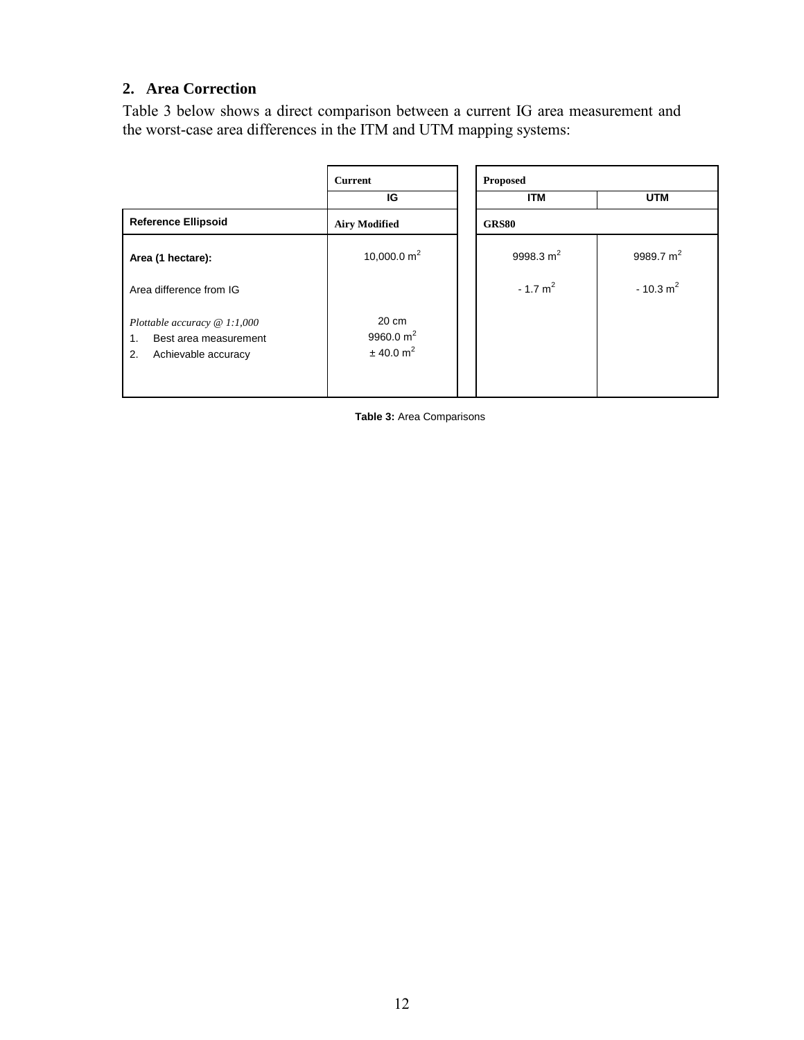## 2. Area Correction

Table 3 below shows a direct comparison between a current IG area measurement and the worst-case area differences in the ITM and UTM mapping systems:

| | **Current** | **Proposed** | |
|---|---|---|---|
| | **IG** | **ITM** | **UTM** |
| **Reference Ellipsoid** | **Airy Modified** | **GRS80** | |
| **Area (1 hectare):** | 10,000.0 $m^2$ | 9998.3 $m^2$ | 9989.7 $m^2$ |
| Area difference from IG | | - 1.7 $m^2$ | - 10.3 $m^2$ |
| *Plottable accuracy @ 1:1,000* | 20 cm | | |
| 1. Best area measurement | 9960.0 $m^2$ | | |
| 2. Achievable accuracy | ± 40.0 $m^2$ | | |

**Table 3:** Area Comparisons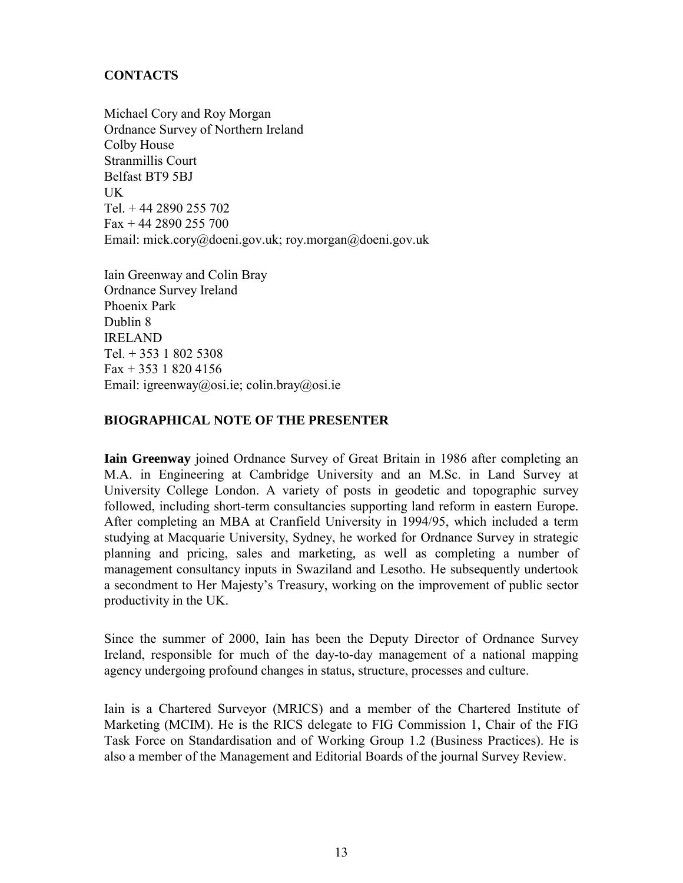## CONTACTS

Michael Cory and Roy Morgan
Ordnance Survey of Northern Ireland
Colby House
Stranmillis Court
Belfast BT9 5BJ
UK
Tel. + 44 2890 255 702
Fax + 44 2890 255 700
Email: mick.cory@doeni.gov.uk; roy.morgan@doeni.gov.uk

Iain Greenway and Colin Bray
Ordnance Survey Ireland
Phoenix Park
Dublin 8
IRELAND
Tel. + 353 1 802 5308
Fax + 353 1 820 4156
Email: igreenway@osi.ie; colin.bray@osi.ie

## BIOGRAPHICAL NOTE OF THE PRESENTER

**Iain Greenway** joined Ordnance Survey of Great Britain in 1986 after completing an M.A. in Engineering at Cambridge University and an M.Sc. in Land Survey at University College London. A variety of posts in geodetic and topographic survey followed, including short-term consultancies supporting land reform in eastern Europe. After completing an MBA at Cranfield University in 1994/95, which included a term studying at Macquarie University, Sydney, he worked for Ordnance Survey in strategic planning and pricing, sales and marketing, as well as completing a number of management consultancy inputs in Swaziland and Lesotho. He subsequently undertook a secondment to Her Majesty's Treasury, working on the improvement of public sector productivity in the UK.

Since the summer of 2000, Iain has been the Deputy Director of Ordnance Survey Ireland, responsible for much of the day-to-day management of a national mapping agency undergoing profound changes in status, structure, processes and culture.

Iain is a Chartered Surveyor (MRICS) and a member of the Chartered Institute of Marketing (MCIM). He is the RICS delegate to FIG Commission 1, Chair of the FIG Task Force on Standardisation and of Working Group 1.2 (Business Practices). He is also a member of the Management and Editorial Boards of the journal Survey Review.